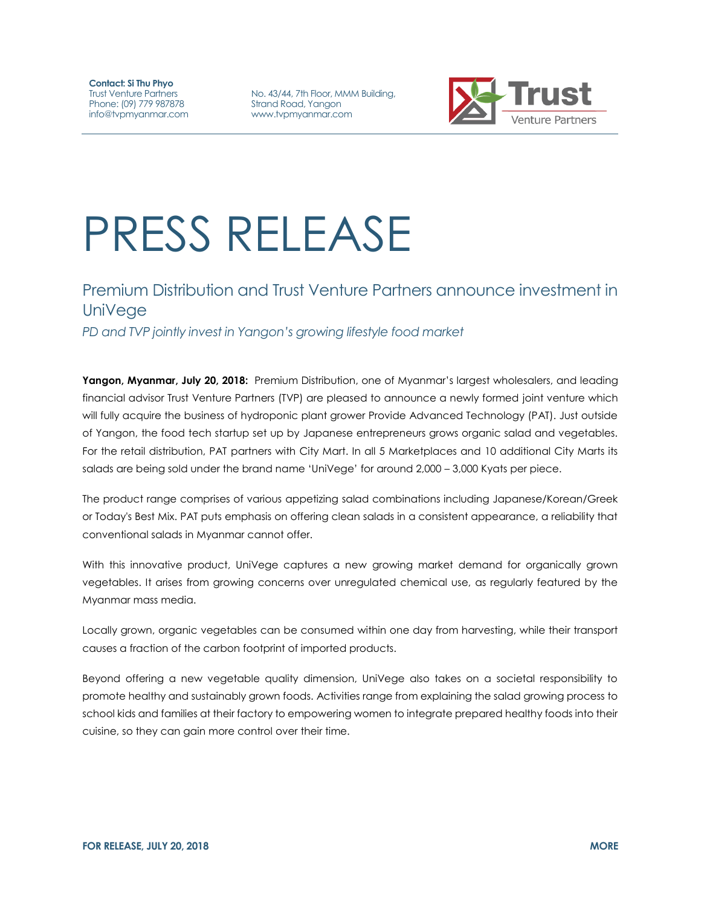**Contact: Si Thu Phyo**
Trust Venture Partners
Phone: (09) 779 987878
info@tvpmyanmar.com

No. 43/44, 7th Floor, MMM Building,
Strand Road, Yangon
www.tvpmyanmar.com

Trust
Venture Partners

# PRESS RELEASE

## Premium Distribution and Trust Venture Partners announce investment in UniVege

*PD and TVP jointly invest in Yangon's growing lifestyle food market*

**Yangon, Myanmar, July 20, 2018:** Premium Distribution, one of Myanmar's largest wholesalers, and leading financial advisor Trust Venture Partners (TVP) are pleased to announce a newly formed joint venture which will fully acquire the business of hydroponic plant grower Provide Advanced Technology (PAT). Just outside of Yangon, the food tech startup set up by Japanese entrepreneurs grows organic salad and vegetables. For the retail distribution, PAT partners with City Mart. In all 5 Marketplaces and 10 additional City Marts its salads are being sold under the brand name 'UniVege' for around 2,000 – 3,000 Kyats per piece.

The product range comprises of various appetizing salad combinations including Japanese/Korean/Greek or Today's Best Mix. PAT puts emphasis on offering clean salads in a consistent appearance, a reliability that conventional salads in Myanmar cannot offer.

With this innovative product, UniVege captures a new growing market demand for organically grown vegetables. It arises from growing concerns over unregulated chemical use, as regularly featured by the Myanmar mass media.

Locally grown, organic vegetables can be consumed within one day from harvesting, while their transport causes a fraction of the carbon footprint of imported products.

Beyond offering a new vegetable quality dimension, UniVege also takes on a societal responsibility to promote healthy and sustainably grown foods. Activities range from explaining the salad growing process to school kids and families at their factory to empowering women to integrate prepared healthy foods into their cuisine, so they can gain more control over their time.

**FOR RELEASE, JULY 20, 2018** **MORE**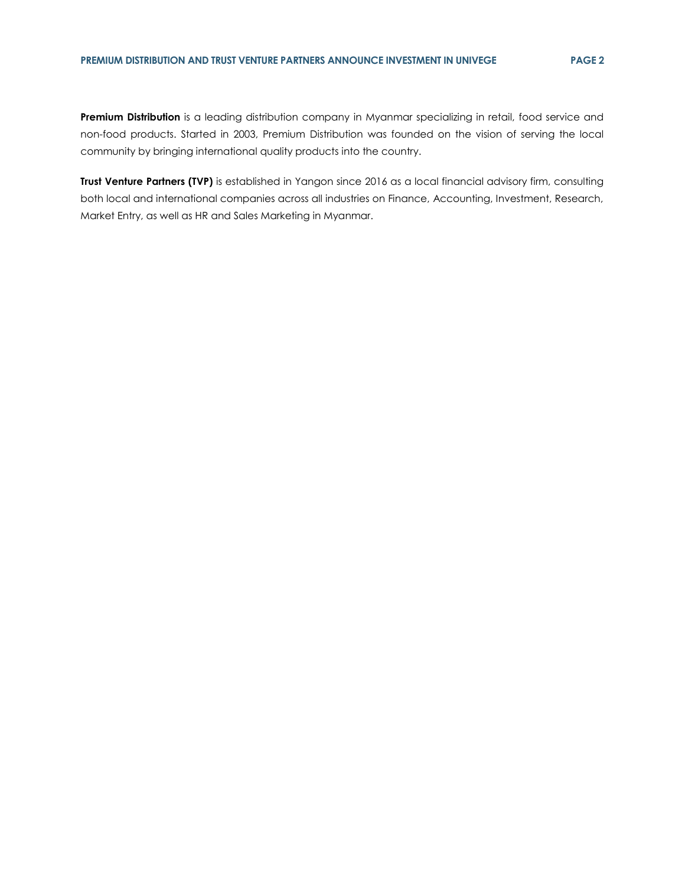**Premium Distribution** is a leading distribution company in Myanmar specializing in retail, food service and non-food products. Started in 2003, Premium Distribution was founded on the vision of serving the local community by bringing international quality products into the country.

**Trust Venture Partners (TVP)** is established in Yangon since 2016 as a local financial advisory firm, consulting both local and international companies across all industries on Finance, Accounting, Investment, Research, Market Entry, as well as HR and Sales Marketing in Myanmar.